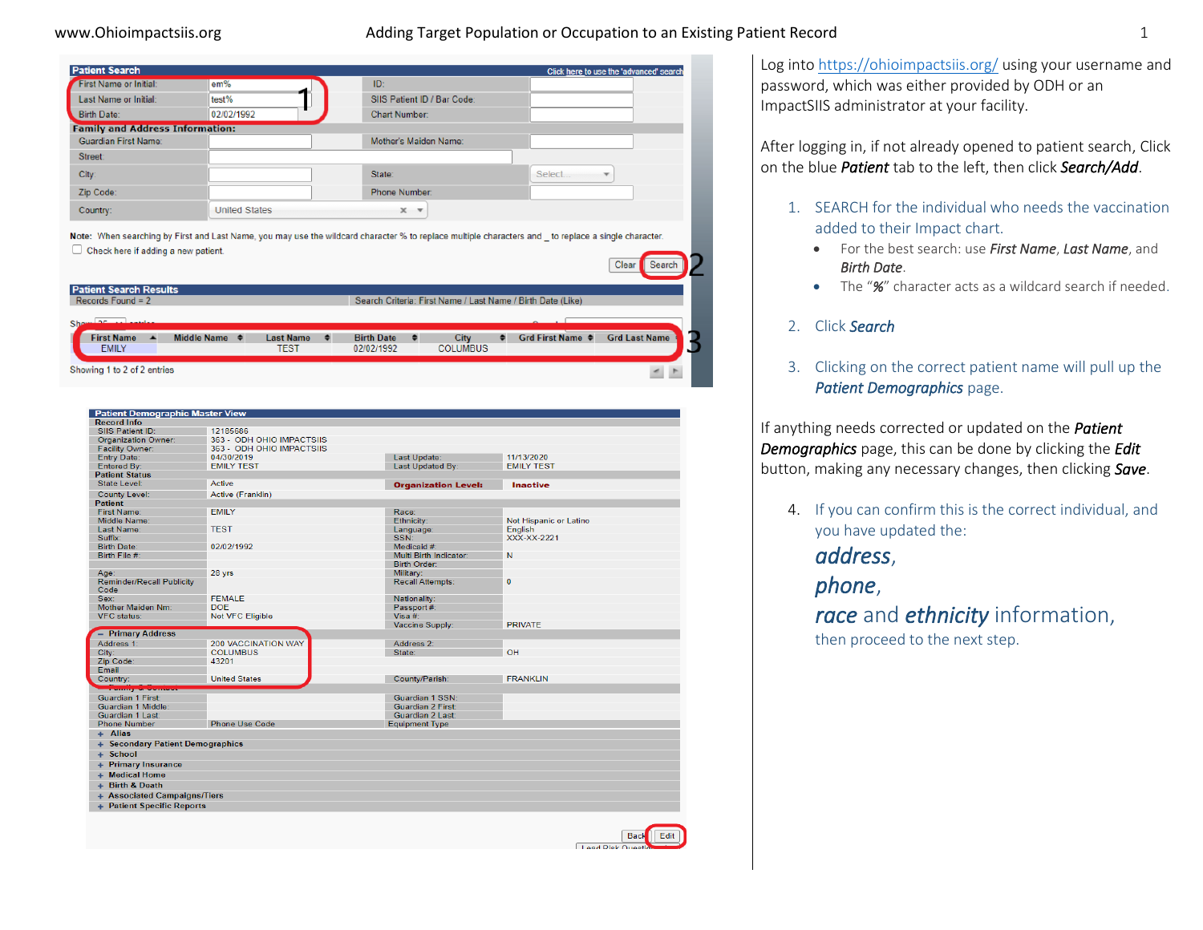Log into https://ohioimpactsiis.org/ using your username and password, which was either provided by ODH or an ImpactSIIS administrator at your facility.

After logging in, if not already opened to patient search, Click on the blue ***Patient*** tab to the left, then click ***Search/Add***.

1. SEARCH for the individual who needs the vaccination added to their Impact chart.
   - For the best search: use *First Name*, *Last Name*, and *Birth Date*.
   - The "**%**" character acts as a wildcard search if needed.

2. Click *Search*

3. Clicking on the correct patient name will pull up the *Patient Demographics* page.

If anything needs corrected or updated on the ***Patient Demographics*** page, this can be done by clicking the ***Edit*** button, making any necessary changes, then clicking ***Save***.

4. If you can confirm this is the correct individual, and you have updated the:

   ***address***,
   ***phone***,
   ***race*** and ***ethnicity*** information,
   then proceed to the next step.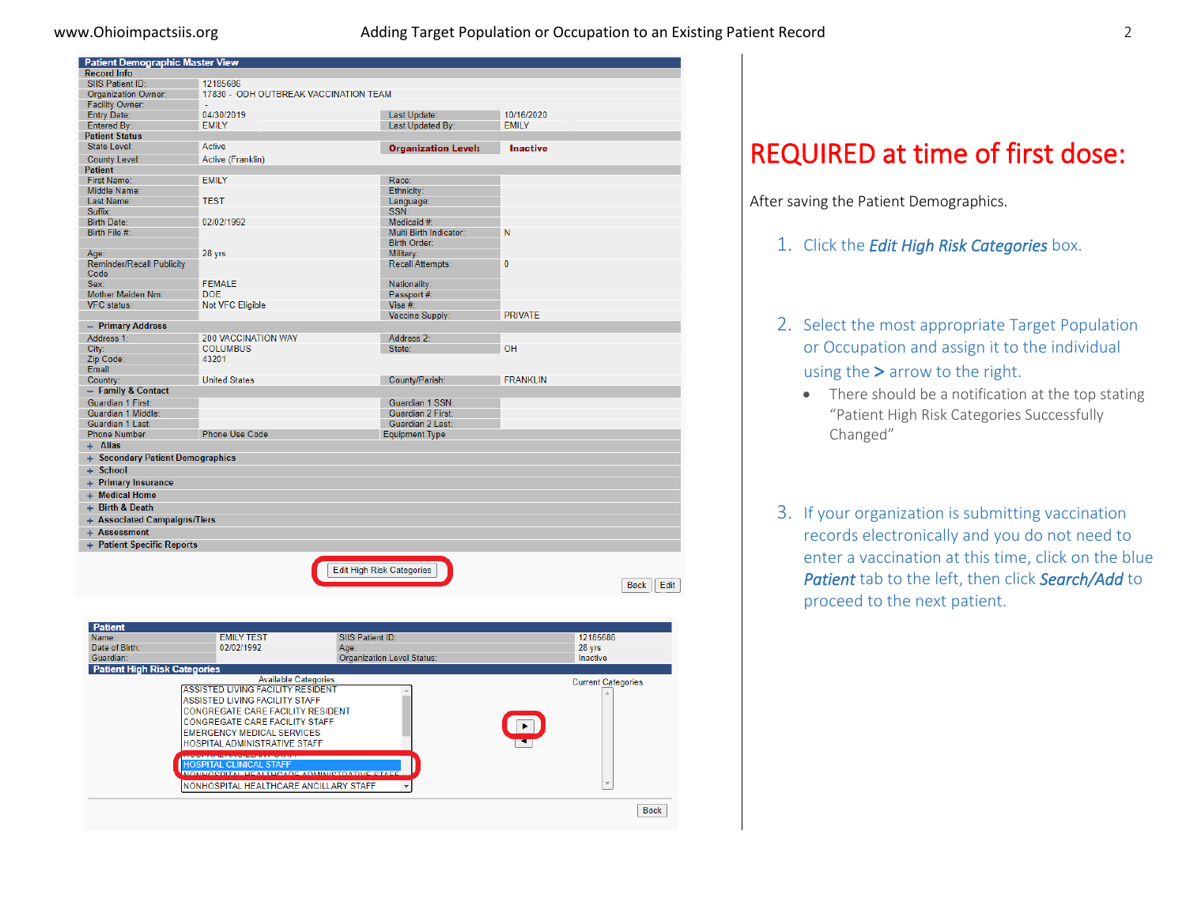# REQUIRED at time of first dose:

After saving the Patient Demographics.

1. Click the ***Edit High Risk Categories*** box.

2. Select the most appropriate Target Population or Occupation and assign it to the individual using the **>** arrow to the right.
   - There should be a notification at the top stating "Patient High Risk Categories Successfully Changed"

3. If your organization is submitting vaccination records electronically and you do not need to enter a vaccination at this time, click on the blue ***Patient*** tab to the left, then click ***Search/Add*** to proceed to the next patient.